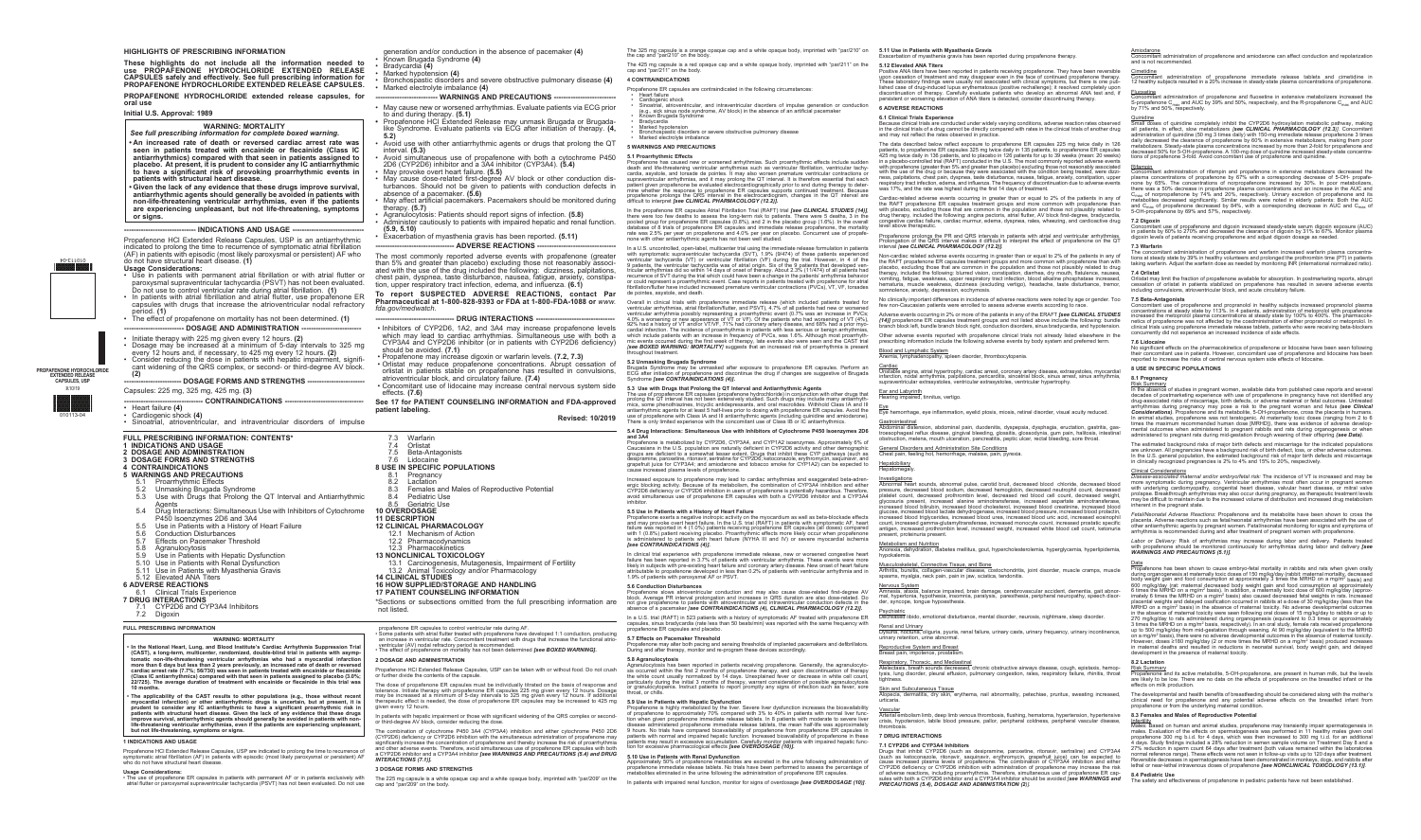# HIGHLIGHTS OF PRESCRIBING INFORMATION

**These highlights do not include all the information needed to use PROPAFENONE HYDROCHLORIDE EXTENDED RELEASE CAPSULES safely and effectively. See full prescribing information for PROPAFENONE HYDROCHLORIDE EXTENDED RELEASE CAPSULES.**

**PROPAFENONE HYDROCHLORIDE extended release capsules, for oral use**

**Initial U.S. Approval: 1989**

> **WARNING: MORTALITY**
>
> *See full prescribing information for complete boxed warning.*
>
> - **An increased rate of death or reversed cardiac arrest rate was seen in patients treated with encainide or flecainide (Class IC antiarrhythmics) compared with that seen in patients assigned to placebo. At present, it is prudent to consider any IC antiarrhythmic to have a significant risk of provoking proarrhythmic events in patients with structural heart disease.**
> - **Given the lack of any evidence that these drugs improve survival, antiarrhythmic agents should generally be avoided in patients with non-life-threatening ventricular arrhythmias, even if the patients are experiencing unpleasant, but not life-threatening, symptoms or signs.**

**INDICATIONS AND USAGE**

Propafenone HCl Extended Release Capsules, USP is an antiarrhythmic indicated to prolong the time to recurrence of symptomatic atrial fibrillation (AF) in patients with episodic (most likely paroxysmal or persistent) AF who do not have structural heart disease. **(1)**

**Usage Considerations:**
- Use in patients with permanent atrial fibrillation or with atrial flutter or paroxysmal supraventricular tachycardia (PSVT) has not been evaluated. Do not use to control ventricular rate during atrial fibrillation. **(1)**
- In patients with atrial fibrillation and atrial flutter, use propafenone ER capsules with drugs that increase the atrioventricular nodal refractory period. **(1)**
- The effect of propafenone on mortality has not been determined. **(1)**

**DOSAGE AND ADMINISTRATION**

- Initiate therapy with 225 mg given every 12 hours. **(2)**
- Dosage may be increased at a minimum of 5-day intervals to 325 mg every 12 hours and, if necessary, to 425 mg every 12 hours. **(2)**
- Consider reducing the dose in patients with hepatic impairment, significant widening of the QRS complex, or second- or third-degree AV block. **(2)**

**DOSAGE FORMS AND STRENGTHS**

Capsules: 225 mg, 325 mg, 425 mg. **(3)**

**CONTRAINDICATIONS**

- Heart failure **(4)**
- Cardiogenic shock **(4)**
- Sinoatrial, atrioventricular, and intraventricular disorders of impulse generation and/or conduction in the absence of pacemaker **(4)**
- Known Brugada Syndrome **(4)**
- Bradycardia **(4)**
- Marked hypotension **(4)**
- Bronchospastic disorders and severe obstructive pulmonary disease **(4)**
- Marked electrolyte imbalance **(4)**

**WARNINGS AND PRECAUTIONS**

- May cause new or worsened arrhythmias. Evaluate patients via ECG prior to and during therapy. **(5.1)**
- Propafenone HCl Extended Release may unmask Brugada or Brugada-like Syndrome. Evaluate patients via ECG after initiation of therapy. **(4, 5.2)**
- Avoid use with other antiarrhythmic agents or drugs that prolong the QT interval. **(5.3)**
- Avoid simultaneous use of propafenone with both a cytochrome P450 2D6 (CYP2D6) inhibitor and a 3A4 inhibitor (CYP3A4). **(5.4)**
- May provoke overt heart failure. **(5.5)**
- May cause dose-related first-degree AV block or other conduction disturbances. Should not be given to patients with conduction defects in absence of a pacemaker. **(5.6)**
- May affect artificial pacemakers. Pacemakers should be monitored during therapy. **(5.7)**
- Agranulocytosis: Patients should report signs of infection. **(5.8)**
- Administer cautiously to patients with impaired hepatic and renal function. **(5.9, 5.10)**
- Exacerbation of myasthenia gravis has been reported. **(5.11)**

**ADVERSE REACTIONS**

The most commonly reported adverse events with propafenone (greater than 5% and greater than placebo) excluding those not reasonably associated with the use of the drug included the following: dizziness, palpitations, chest pain, dyspnea, taste disturbance, nausea, fatigue, anxiety, constipation, upper respiratory tract infection, edema, and influenza. **(6.1)**

**To report SUSPECTED ADVERSE REACTIONS, contact Par Pharmaceutical at 1-800-828-9393 or FDA at 1-800-FDA-1088 or *www.fda.gov/medwatch*.**

**DRUG INTERACTIONS**

- Inhibitors of CYP2D6, 1A2, and 3A4 may increase propafenone levels which may lead to cardiac arrhythmias. Simultaneous use with both a CYP3A4 and CYP2D6 inhibitor (or in patients with CYP2D6 deficiency) should be avoided. **(7.1)**
- Propafenone may increase digoxin or warfarin levels. **(7.2, 7.3)**
- Orlistat may reduce propafenone concentrations. Abrupt cessation of orlistat in patients stable on propafenone has resulted in convulsions, atrioventricular block, and circulatory failure. **(7.4)**
- Concomitant use of lidocaine may increase central nervous system side effects. **(7.6)**

**See 17 for PATIENT COUNSELING INFORMATION and FDA-approved patient labeling.**

**Revised: 10/2019**

# FULL PRESCRIBING INFORMATION: CONTENTS*

**1 INDICATIONS AND USAGE**
**2 DOSAGE AND ADMINISTRATION**
**3 DOSAGE FORMS AND STRENGTHS**
**4 CONTRAINDICATIONS**
**5 WARNINGS AND PRECAUTIONS**
- 5.1 Proarrhythmic Effects
- 5.2 Unmasking Brugada Syndrome
- 5.3 Use with Drugs that Prolong the QT Interval and Antiarrhythmic Agents
- 5.4 Drug Interactions: Simultaneous Use with Inhibitors of Cytochrome P450 Isoenzymes 2D6 and 3A4
- 5.5 Use in Patients with a History of Heart Failure
- 5.6 Conduction Disturbances
- 5.7 Effects on Pacemaker Threshold
- 5.8 Agranulocytosis
- 5.9 Use in Patients with Hepatic Dysfunction
- 5.10 Use in Patients with Renal Dysfunction
- 5.11 Use in Patients with Myasthenia Gravis
- 5.12 Elevated ANA Titers

**6 ADVERSE REACTIONS**
- 6.1 Clinical Trials Experience

**7 DRUG INTERACTIONS**
- 7.1 CYP2D6 and CYP3A4 Inhibitors
- 7.2 Digoxin
- 7.3 Warfarin
- 7.4 Orlistat
- 7.5 Beta-Antagonists
- 7.6 Lidocaine

**8 USE IN SPECIFIC POPULATIONS**
- 8.1 Pregnancy
- 8.2 Lactation
- 8.3 Females and Males of Reproductive Potential
- 8.4 Pediatric Use
- 8.5 Geriatric Use

**10 OVERDOSAGE**
**11 DESCRIPTION**
**12 CLINICAL PHARMACOLOGY**
- 12.1 Mechanism of Action
- 12.2 Pharmacodynamics
- 12.3 Pharmacokinetics

**13 NONCLINICAL TOXICOLOGY**
- 13.1 Carcinogenesis, Mutagenesis, Impairment of Fertility
- 13.2 Animal Toxicology and/or Pharmacology

**14 CLINICAL STUDIES**
**16 HOW SUPPLIED/STORAGE AND HANDLING**
**17 PATIENT COUNSELING INFORMATION**

*Sections or subsections omitted from the full prescribing information are not listed.

# FULL PRESCRIBING INFORMATION

> **WARNING: MORTALITY**
>
> - **In the National Heart, Lung, and Blood Institute's Cardiac Arrhythmia Suppression Trial (CAST), a long-term, multicenter, randomized, double-blind trial in patients with asymptomatic non-life-threatening ventricular arrhythmias who had a myocardial infarction more than 6 days but less than 2 years previously, an increased rate of death or reversed cardiac arrest rate (7.7%; 56/730) was seen in patients treated with encainide or flecainide (Class IC antiarrhythmics) compared with that seen in patients assigned to placebo (3.0%; 22/725). The average duration of treatment with encainide or flecainide in this trial was 10 months.**
> - **The applicability of the CAST results to other populations (e.g., those without recent myocardial infarction) or other antiarrhythmic drugs is uncertain, but at present, it is prudent to consider any IC antiarrhythmic to have a significant proarrhythmic risk in patients with structural heart disease. Given the lack of any evidence that these drugs improve survival, antiarrhythmic agents should generally be avoided in patients with non-life-threatening ventricular arrhythmias, even if the patients are experiencing unpleasant, but not life-threatening, symptoms or signs.**

## 1 INDICATIONS AND USAGE

Propafenone HCl Extended Release Capsules, USP are indicated to prolong the time to recurrence of symptomatic atrial fibrillation (AF) in patients with episodic (most likely paroxysmal or persistent) AF who do not have structural heart disease.

**Usage Considerations:**
- The use of propafenone ER capsules in patients with permanent AF or in patients exclusively with atrial flutter or paroxysmal supraventricular tachycardia (PSVT) has not been evaluated. Do not use propafenone ER to control ventricular rate during AF.
- Some patients with atrial flutter treated with propafenone have developed 1:1 conduction, producing an increase in ventricular rate. Concomitant treatment with drugs that increase the functional atrioventricular (AV) nodal refractory period is recommended.
- The effect of propafenone on mortality has not been determined *[see BOXED WARNING]*.

## 2 DOSAGE AND ADMINISTRATION

Propafenone HCl Extended Release Capsules, USP can be taken with or without food. Do not crush or further divide the contents of the capsule.

The dose of propafenone ER capsules must be individually titrated on the basis of response and tolerance. Initiate therapy with propafenone ER capsules 225 mg given every 12 hours. Dosage may be increased at a minimum of 5-day intervals to 325 mg given every 12 hours. If additional therapeutic effect is needed, the dose of propafenone ER capsules may be increased to 425 mg given every 12 hours.

In patients with hepatic impairment or those with significant widening of the QRS complex or second- or third-degree AV block, consider reducing the dose.

The combination of cytochrome P450 3A4 (CYP3A4) inhibition and either cytochrome P450 2D6 (CYP2D6) deficiency or CYP2D6 inhibition with the simultaneous administration of propafenone may significantly increase the concentration of propafenone and thereby increase the risk of proarrhythmia and other adverse events. Therefore, avoid simultaneous use of propafenone ER capsules with both a CYP2D6 inhibitor and a CYP3A4 inhibitor *[see WARNINGS AND PRECAUTIONS (5.4) and DRUG INTERACTIONS (7.1)]*.

## 3 DOSAGE FORMS AND STRENGTHS

The 225 mg capsule is a white opaque cap and a white opaque body, imprinted with "par/209" on the cap and "par/209" on the body.

The 325 mg capsule is a orange opaque cap and a white opaque body, imprinted with "par/210" on the cap and "par/210" on the body.

The 425 mg capsule is a red opaque cap and a white opaque body, imprinted with "par/211" on the cap and "par/211" on the body.

## 4 CONTRAINDICATIONS

Propafenone ER capsules are contraindicated in the following circumstances:
- Heart failure
- Cardiogenic shock
- Sinoatrial, atrioventricular, and intraventricular disorders of impulse generation or conduction (e.g., sick sinus node syndrome, AV block) in the absence of an artificial pacemaker
- Known Brugada Syndrome
- Bradycardia
- Marked hypotension
- Bronchospastic disorders or severe obstructive pulmonary disease
- Marked electrolyte imbalance

## 5 WARNINGS AND PRECAUTIONS

### 5.1 Proarrhythmic Effects

Propafenone has caused new or worsened arrhythmias. Such proarrhythmic effects include sudden death and life-threatening ventricular arrhythmias such as ventricular fibrillation, ventricular tachycardia, asystole, and torsade de pointes. It may also worsen premature ventricular contractions or supraventricular arrhythmias, and it may prolong the QT interval. It is therefore essential that each patient given propafenone be evaluated electrocardiographically prior to and during therapy to determine whether the response to propafenone ER capsules supports continued treatment. Because propafenone prolongs the QRS interval in the electrocardiogram, changes in the QT interval are difficult to interpret *[see CLINICAL PHARMACOLOGY (12.2)]*.

In the propafenone ER capsules Atrial Fibrillation Trial (RAFT) trial *[see CLINICAL STUDIES (14)]*, there were too few deaths to assess the long-term risk to patients. There were 5 deaths, 3 in the pooled group for propafenone ER capsules (0.8%), and 2 in the placebo group (1.6%). In the overall database of 8 trials of propafenone ER capsules and immediate release propafenone, the mortality rate was 2.5% per year on propafenone and 4.0% per year on placebo. Concurrent use of propafenone with other antiarrhythmic agents has not been well studied.

In a U.S. uncontrolled, open-label, multicenter trial using the immediate release formulation in patients with symptomatic supraventricular tachycardia (SVT), 1.9% (9/474) of these patients experienced ventricular tachycardia (VT) or ventricular fibrillation (VF) during the trial. However, in 4 of the 9 patients, the ventricular tachycardia was of atrial origin. Six of the 9 patients that developed ventricular arrhythmias did so within 14 days of onset of therapy. About 2.3% (11/474) of all patients had recurrence of SVT during the trial which could have been a change in the patients' arrhythmia behavior or could represent a proarrhythmic event. Case reports in patients treated with propafenone for atrial fibrillation/flutter have included increased premature ventricular contractions (PVCs), VT, VF, torsade de pointes, asystole, and death.

Overall in clinical trials with propafenone immediate release (which included patients treated for ventricular arrhythmias, atrial fibrillation/flutter, and PSVT), 4.7% of all patients had new or worsened ventricular arrhythmia possibly representing a proarrhythmic event (0.7% was an increase in PVCs; 4.0% a worsening or new appearance of VT or VF). Of the patients who had worsening of VT (4%), 92% had a history of VT and/or VT/VF, 71% had coronary artery disease, and 68% had a prior myocardial infarction. The incidence of proarrhythmia in patients with less serious or benign arrhythmias, which include patients with an increase in frequency of PVCs, was 1.6%. Although most proarrhythmic events occurred during the first week of therapy, late events also were seen and the CAST trial *[see BOXED WARNING: MORTALITY]* suggests that an increased risk of proarrhythmia is present throughout treatment.

### 5.2 Unmasking Brugada Syndrome

Brugada Syndrome may be unmasked after exposure to propafenone ER capsules. Perform an ECG after initiation of propafenone and discontinue the drug if changes are suggestive of Brugada Syndrome *[see CONTRAINDICATIONS (4)]*.

### 5.3 Use with Drugs that Prolong the QT Interval and Antiarrhythmic Agents

The use of propafenone ER capsules (propafenone hydrochloride) in conjunction with other drugs that prolong the QT interval has not been extensively studied. Such drugs may include many antiarrhythmics, some phenothiazines, tricyclic antidepressants, and oral macrolides. Withhold Class IA and III antiarrhythmic agents for at least 5 half-lives prior to dosing with propafenone ER capsules. Avoid the use of propafenone with Class IA and III antiarrhythmic agents (including quinidine and amiodarone). There is only limited experience with the concomitant use of Class IB or IC antiarrhythmics.

### 5.4 Drug Interactions: Simultaneous Use with Inhibitors of Cytochrome P450 Isoenzymes 2D6 and 3A4

Propafenone is metabolized by CYP2D6, CYP3A4, and CYP1A2 isoenzymes. Approximately 6% of Caucasians in the U.S. population are naturally deficient in CYP2D6 activity and other demographic groups are deficient to a somewhat lesser extent. Drugs that inhibit these CYP pathways (such as desipramine, paroxetine, ritonavir, sertraline for CYP2D6; ketoconazole, erythromycin, saquinavir, and grapefruit juice for CYP3A4; and amiodarone and tobacco smoke for CYP1A2) can be expected to cause increased plasma levels of propafenone.

Increased exposure to propafenone may lead to cardiac arrhythmias and exaggerated beta-adrenergic blocking activity. Because of its metabolism, the combination of CYP3A4 inhibition and either CYP2D6 deficiency or CYP2D6 inhibition in users of propafenone is potentially hazardous. Therefore, avoid simultaneous use of propafenone ER capsules with both a CYP2D6 inhibitor and a CYP3A4 inhibitor.

### 5.5 Use in Patients with a History of Heart Failure

Propafenone exerts a negative inotropic activity on the myocardium as well as beta-blockade effects and may provoke overt heart failure. In the U.S. trial (RAFT) in patients with symptomatic AF, heart failure was reported in 4 (1.0%) patients receiving propafenone ER capsules (all doses) compared with 1 (0.8%) patient receiving placebo. Proarrhythmic effects more likely occur when propafenone is administered to patients with heart failure (NYHA III and IV) or severe myocardial ischemia *[see CONTRAINDICATIONS (4)]*.

In clinical trial experience with propafenone immediate release, new or worsened congestive heart failure has been reported in 3.7% of patients with ventricular arrhythmia. These events were more likely in subjects with pre-existing heart failure and coronary artery disease. New onset of heart failure attributable to propafenone developed in less than 0.2% of patients with ventricular arrhythmia and in 1.9% of patients with paroxysmal AF or PSVT.

### 5.6 Conduction Disturbances

Propafenone slows atrioventricular conduction and may also cause dose-related first-degree AV block. Average PR interval prolongation and increases in QRS duration are also dose-related. Do not give propafenone to patients with atrioventricular and intraventricular conduction defects in the absence of a pacemaker *[see CONTRAINDICATIONS (4), CLINICAL PHARMACOLOGY (12.2)]*.

In a U.S. trial (RAFT) in 523 patients with a history of symptomatic AF treated with propafenone ER capsules, sinus bradycardia (rate less than 50 beats/min) was reported with the same frequency with propafenone ER capsules and placebo.

### 5.7 Effects on Pacemaker Threshold

Propafenone may alter both pacing and sensing thresholds of implanted pacemakers and defibrillators. During and after therapy, monitor and re-program these devices accordingly.

### 5.8 Agranulocytosis

Agranulocytosis has been reported in patients receiving propafenone. Generally, the agranulocytosis occurred within the first 2 months of propafenone therapy, and upon discontinuation of therapy, the white count usually normalized by 14 days. Unexplained fever or decrease in white cell count, particularly during the initial 3 months of therapy, warrant consideration of possible agranulocytosis or granulocytopenia. Instruct patients to report promptly any signs of infection such as fever, sore throat, or chills.

### 5.9 Use in Patients with Hepatic Dysfunction

Propafenone is highly metabolized by the liver. Severe liver dysfunction increases the bioavailability of propafenone to approximately 70% compared with 3% to 40% in patients with normal liver function when given propafenone immediate release tablets. In 8 patients with moderate to severe liver disease administered propafenone immediate release tablets, the mean half-life was approximately 9 hours. No trials have compared bioavailability of propafenone from propafenone ER capsules in patients with normal and impaired hepatic function. Increased bioavailability of propafenone in these patients may result in excessive accumulation. Carefully monitor patients with impaired hepatic function for excessive pharmacological effects *[see OVERDOSAGE (10)]*.

### 5.10 Use in Patients with Renal Dysfunction

Approximately 50% of propafenone metabolites are excreted in the urine following administration of propafenone immediate release tablets. No studies have been performed to assess the percentage of metabolites eliminated in the urine following the administration of propafenone ER capsules.

In patients with impaired renal function, monitor for signs of overdosage *[see OVERDOSAGE (10)]*.

### 5.11 Use in Patients with Myasthenia Gravis

Exacerbation of myasthenia gravis has been reported during propafenone therapy.

### 5.12 Elevated ANA Titers

Positive ANA titers have been reported in patients receiving propafenone. They have been reversible upon cessation of treatment and may disappear even in the face of continued propafenone therapy. These laboratory findings were usually not associated with clinical symptoms, but there is one published case of drug-induced lupus erythematosus (positive rechallenge); it resolved completely upon discontinuation of therapy. Carefully evaluate patients who develop an abnormal ANA test and, if persistent or worsening elevation of ANA titers is detected, consider discontinuing therapy.

## 6 ADVERSE REACTIONS

### 6.1 Clinical Trials Experience

Because clinical trials are conducted under widely varying conditions, adverse reaction rates observed in the clinical trials of a drug cannot be directly compared with rates in the clinical trials of another drug and may not reflect the rates observed in practice.

The data described below reflect exposure to propafenone ER capsules 225 mg twice daily in 126 patients, to propafenone ER capsules 325 mg twice daily in 135 patients, to propafenone ER capsules 425 mg twice daily in 136 patients, and to placebo in 126 patients for up to 39 weeks (mean: 20 weeks) in a placebo-controlled trial (RAFT) conducted in the U.S. The most commonly reported adverse events with propafenone (greater than 5% and greater than placebo) excluding those not reasonably associated with the use of the drug or because they were associated with the condition being treated, were dizziness, palpitations, chest pain, dyspnea, taste disturbance, nausea, fatigue, anxiety, constipation, upper respiratory tract infection, edema, and influenza. The frequency of discontinuation due to adverse events was 17%, and the rate was highest during the first 14 days of treatment.

Cardiac-related adverse events occurring in greater than or equal to 2% of the patients in any of the RAFT propafenone ER capsules treatment groups and more common with propafenone than with placebo, excluding those that are common in the population and those not plausibly related to drug therapy, included the following: angina pectoris, atrial flutter, AV block first-degree, bradycardia, congestive cardiac failure, cardiac murmur, edema, dyspnea, rales, wheezing, and cardiovascular drug level above therapeutic.

Propafenone prolongs the PR and QRS intervals in patients with atrial and ventricular arrhythmias. Prolongation of the QRS interval makes it difficult to interpret the effect of propafenone on the QT interval *[see CLINICAL PHARMACOLOGY (12.2)]*.

Non-cardiac related adverse events occurring in greater than or equal to 2% of the patients in any of the RAFT propafenone ER capsules treatment groups and more common with propafenone than with placebo, excluding those that are common in the population and those not plausibly related to drug therapy, included the following: blurred vision, constipation, diarrhea, dry mouth, flatulence, nausea, vomiting, fatigue, weakness, upper respiratory tract infection, blood alkaline phosphatase increased, hematuria, muscle weakness, dizziness (excluding vertigo), headache, taste disturbance, anxiety, somnolence, anxiety, depression, ecchymosis.

No clinically important differences in incidence of adverse reactions were noted by age or gender. Too few non-Caucasian patients were enrolled to assess adverse events according to race.

Adverse events occurring in 2% or more of the patients in any of the ERAFT *[see CLINICAL STUDIES (14)]* propafenone ER capsules treatment groups and not listed above include the following: bundle branch block left, bundle branch block right, conduction disorders, sinus bradycardia, and hypotension.

Other adverse events reported with propafenone clinical trials not already listed elsewhere in the prescribing information include the following adverse events by body system and preferred term.

Blood and Lymphatic System
Anemia, lymphadenopathy, spleen disorder, thrombocytopenia.

Cardiac
Unstable angina, atrial hypertrophy, cardiac arrest, coronary artery disease, extrasystoles, myocardial infarction, nodal arrhythmia, palpitations, pericarditis, sinoatrial block, sinus arrest, sinus arrhythmia, supraventricular extrasystoles, ventricular extrasystoles, ventricular hypertrophy.

Ear and Labyrinth
Hearing impaired, tinnitus, vertigo.

Eye
Eye hemorrhage, eye inflammation, eyelid ptosis, miosis, retinal disorder, visual acuity reduced.

Gastrointestinal
Abdominal distension, abdominal pain, duodenitis, dyspepsia, dysphagia, eructation, gastritis, gastroesophageal reflux disease, gingival bleeding, glossitis, glossodynia, gum pain, halitosis, intestinal obstruction, melena, mouth ulceration, pancreatitis, peptic ulcer, rectal bleeding, sore throat.

General Disorders and Administration Site Conditions
Chest pain, feeling hot, hemorrhage, malaise, pain, pyrexia.

Hepatobiliary
Hepatomegaly.

Investigations
Abnormal heart sounds, abnormal pulse, carotid bruit, decreased blood chloride, decreased blood pressure, decreased blood sodium, decreased hemoglobin, decreased neutrophil count, decreased platelet count, decreased prothrombin level, decreased red blood cell count, decreased weight, glycosuria present, increased alanine aminotransferase, increased aspartate aminotransferase, increased blood bilirubin, increased blood cholesterol, increased blood creatinine, increased blood glucose, increased blood lactate dehydrogenase, increased blood pressure, increased blood prolactin, increased blood triglycerides, increased blood urea, increased blood uric acid, increased eosinophil count, increased gamma-glutamyltransferase, increased monocyte count, increased prostatic specific antigen, increased prothrombin level, increased weight, increased white blood cell count, ketonuria present, proteinuria present.

Metabolism and Nutrition
Anorexia, dehydration, diabetes mellitus, gout, hypercholesterolemia, hyperglycemia, hyperlipidemia, hypokalemia.

Musculoskeletal, Connective Tissue, and Bone
Arthritis, bursitis, collagen-vascular disease, costochondritis, joint disorder, muscle cramps, muscle spasms, myalgia, neck pain, pain in jaw, sciatica, tendonitis.

Nervous System
Amnesia, ataxia, balance impaired, brain damage, cerebrovascular accident, dementia, gait abnormal, hypertonia, hypoaesthesia, insomnia, paralysis, paresthesia, peripheral neuropathy, speech disorder, syncope, tongue hypoesthesia.

Psychiatric
Decreased libido, emotional disturbance, mental disorder, neurosis, nightmare, sleep disorder.

Renal and Urinary
Dysuria, nocturia, oliguria, pyuria, renal failure, urinary casts, urinary frequency, urinary incontinence, urinary retention, urine abnormal.

Reproductive System and Breast
Breast pain, impotence, prostatism.

Respiratory, Thoracic, and Mediastinal
Atelectasis, breath sounds decreased, chronic obstructive airways disease, cough, epistaxis, hemoptysis, lung disorder, pleural effusion, pulmonary congestion, rales, respiratory failure, rhinitis, throat tightness.

Skin and Subcutaneous Tissue
Alopecia, dermatitis, dry skin, erythema, nail abnormality, petechiae, pruritus, sweating increased, urticaria.

Vascular
Arterial embolism limb, deep limb venous thrombosis, flushing, hematoma, hypertension, hypertensive crisis, hypotension, labile blood pressure, pallor, peripheral coldness, peripheral vascular disease, thrombosis.

## 7 DRUG INTERACTIONS

### 7.1 CYP2D6 and CYP3A4 Inhibitors

Drugs that inhibit CYP2D6 (such as desipramine, paroxetine, ritonavir, sertraline) and CYP3A4 (such as ketoconazole, ritonavir, saquinavir, erythromycin, grapefruit juice) can be expected to cause increased plasma levels of propafenone. The combination of CYP3A4 inhibition and either CYP2D6 deficiency or CYP2D6 inhibition with administration of propafenone may increase the risk of adverse reactions, including proarrhythmia. Therefore, simultaneous use of propafenone ER capsules with both a CYP2D6 inhibitor and a CYP3A4 inhibitor should be avoided *[see WARNINGS AND PRECAUTIONS (5.4), DOSAGE AND ADMINISTRATION (2)]*.

Amiodarone
Concomitant administration of propafenone and amiodarone can affect conduction and repolarization and is not recommended.

Cimetidine
Concomitant administration of propafenone immediate release tablets and cimetidine in 12 healthy subjects resulted in a 20% increase in steady-state plasma concentrations of propafenone.

Fluoxetine
Concomitant administration of propafenone and fluoxetine in extensive metabolizers increased the S-propafenone $C_{max}$ and AUC by 39% and 50%, respectively, and the R-propafenone $C_{max}$ and AUC by 71% and 50%, respectively.

Quinidine
Small doses of quinidine completely inhibit the CYP2D6 hydroxylation metabolic pathway, making all patients, in effect, slow metabolizers *[see CLINICAL PHARMACOLOGY (12.3)]*. Concomitant administration of quinidine (50 mg 3 times daily) with 150-mg immediate release propafenone 3 times daily decreased the clearance of propafenone by 60% in extensive metabolizers, making them poor metabolizers. Steady-state plasma concentrations increased by more than 2-fold for propafenone and decreased 50% for 5-OH-propafenone. A 100-mg dose of quinidine increased steady-state concentrations of propafenone 3-fold. Avoid concomitant use of propafenone and quinidine.

Rifampin
Concomitant administration of rifampin and propafenone in extensive metabolizers decreased the plasma concentrations of propafenone by 67% with a corresponding decrease of 5-OH-propafenone by 65%. The concentrations of norpropafenone increased by 30%. In poor metabolizers, there was a 50% decrease in propafenone plasma concentrations and an increase in the AUC and $C_{max}$ of norpropafenone by 74% and 20%, respectively. Urinary excretion of propafenone and its metabolites decreased significantly. Similar results were noted in elderly patients: Both the AUC and $C_{max}$ of propafenone decreased by 84%, with a corresponding decrease in AUC and $C_{max}$ of 5-OH-propafenone by 69% and 57%, respectively.

### 7.2 Digoxin

Concomitant use of propafenone and digoxin increased steady-state serum digoxin exposure (AUC) in patients by 60% to 270% and decreased the clearance of digoxin by 31% to 67%. Monitor plasma digoxin levels of patients receiving propafenone and adjust digoxin doses as needed.

### 7.3 Warfarin

The concomitant administration of propafenone and warfarin increased warfarin plasma concentrations at steady state by 39% in healthy volunteers and prolonged the prothrombin time (PT) in patients taking warfarin. Adjust the warfarin dose as needed by monitoring INR (international normalized ratio).

### 7.4 Orlistat

Orlistat may limit the fraction of propafenone available for absorption. In postmarketing reports, abrupt cessation of orlistat in patients stabilized on propafenone has resulted in severe adverse events including convulsions, atrioventricular block, and acute circulatory failure.

### 7.5 Beta-Antagonists

Concomitant use of propafenone and propranolol in healthy subjects increased propranolol plasma concentrations at steady state by 113%. In 4 patients, administration of metoprolol with propafenone increased the metoprolol plasma concentrations at steady state by 100% to 400%. The pharmacokinetics of propafenone was not affected by the coadministration of either propranolol or metoprolol. In clinical trials using propafenone immediate release tablets, patients who were receiving beta-blockers concurrently did not experience an increased incidence of side effects.

### 7.6 Lidocaine

No significant effects on the pharmacokinetics of propafenone or lidocaine have been seen following their concomitant use in patients. However, concomitant use of propafenone and lidocaine has been reported to increase the risks of central nervous system side effects of lidocaine.

## 8 USE IN SPECIFIC POPULATIONS

### 8.1 Pregnancy

Risk Summary

In the absence of studies in pregnant women, available data from published case reports and several decades of postmarketing experience with use of propafenone in pregnancy have not identified any drug-associated risks of miscarriage, birth defects, or adverse maternal or fetal outcomes. Untreated arrhythmias during pregnancy may pose a risk to the pregnant woman and fetus *[see Clinical Considerations]*. Propafenone and its metabolite, 5-OH-propafenone, cross the placenta in humans. In animal studies, propafenone was not teratogenic. At maternally toxic doses (ranging from 2 to 6 times the maximum recommended human dose [MRHD]), there was evidence of adverse developmental outcomes when administered to pregnant rabbits and rats during organogenesis or when administered to pregnant rats from mid-gestation through weaning of their offspring *(see Data)*.

The estimated background risk of major birth defects and miscarriage for the indicated populations are unknown. All pregnancies have a background risk of birth defect, loss, or other adverse outcomes. In the U.S. general population, the estimated background risk of major birth defects and miscarriage in clinically recognized pregnancies is 2% to 4% and 15% to 20%, respectively.

Clinical Considerations

*Disease-associated maternal and/or embryo/fetal risk:* The incidence of VT is increased and may be more symptomatic during pregnancy. Ventricular arrhythmias most often occur in pregnant women with underlying cardiomyopathy, congenital heart disease, valvular heart disease, or mitral valve prolapse. Breakthrough arrhythmias may also occur during pregnancy, as therapeutic treatment levels may be difficult to maintain due to the increased volume of distribution and increased drug metabolism inherent in the pregnant state.

*Fetal/Neonatal Adverse Reactions:* Propafenone and its metabolite have been shown to cross the placenta. Adverse reactions such as fetal/neonatal arrhythmias have been associated with the use of other antiarrhythmic agents by pregnant women. Fetal/neonatal monitoring for signs and symptoms of arrhythmia is recommended during and after treatment of pregnant women with propafenone.

*Labor or Delivery:* Risk of arrhythmias may increase during labor and delivery. Patients treated with propafenone should be monitored continuously for arrhythmias during labor and delivery *[see WARNINGS AND PRECAUTIONS (5.1)]*.

Data

Propafenone has been shown to cause embryo-fetal mortality in rabbits and rats when given orally during organogenesis at maternally toxic doses of 150 mg/kg/day (rabbit maternal mortality, decreased body weight gain and food consumption at approximately 3 times the MRHD on a mg/m² basis) and 600 mg/kg/day (rat: maternal decreased body weight gain and food consumption at approximately 6 times the MRHD on a mg/m² basis). In addition, a maternally toxic dose of 600 mg/kg/day (approximately 6 times the MRHD on a mg/m² basis) also caused decreased fetal weights. Increased placental weights and delayed ossification occurred in rabbits at a dose of 30 mg/kg/day (less than the MRHD on a mg/m² basis) in the absence of maternal toxicity. No adverse developmental outcomes in the absence of maternal toxicity were seen following oral doses of 15 mg/kg/day to rabbits or up to 270 mg/kg/day to rats administered during organogenesis (equivalent to 0.3 times or approximately 3 times the MRHD on a mg/m² basis, respectively). In an oral study, female rats received propafenone up to 500 mg/kg/day from mid-gestation through weaning. At 90 mg/kg/day (equivalent to the MRHD on a mg/m² basis), there were no adverse developmental outcomes in the absence of maternal toxicity. However, doses ≥180 mg/kg/day (2 or more times the MRHD on a mg/m² basis) produced increases in maternal deaths and resulted in reductions in neonatal survival, body weight gain, and delayed development in the presence of maternal toxicity.

### 8.2 Lactation

Risk Summary

Propafenone and its active metabolite, 5-OH-propafenone, are present in human milk, but the levels are likely to be low. There are no data on the effects of propafenone on the breastfed infant or the effects on milk production.

The developmental and health benefits of breastfeeding should be considered along with the mother's clinical need for propafenone and any potential adverse effects on the breastfed infant from propafenone or from the underlying maternal condition.

### 8.3 Females and Males of Reproductive Potential

Infertility

Males: Based on human and animal studies, propafenone may transiently impair spermatogenesis in males. Evaluation of the effects on spermatogenesis was performed in 11 healthy males given oral propafenone 300 mg b.i.d for 4 days, which was then increased to 300 mg t.i.d. for an additional 4 days. Study findings included a 28% reduction in semen sample volume on Treatment Day 8 and a 27% reduction in sperm count 64 days after treatment (both values remained within the laboratories normal reference range). These effects resolved in all subjects at 120 days after treatment. Reversible decreases in spermatogenesis have been demonstrated in monkeys, dogs, and rabbits after lethal or near-lethal intravenous doses of propafenone *[see NONCLINICAL TOXICOLOGY (13.1)]*.

### 8.4 Pediatric Use

The safety and effectiveness of propafenone in pediatric patients have not been established.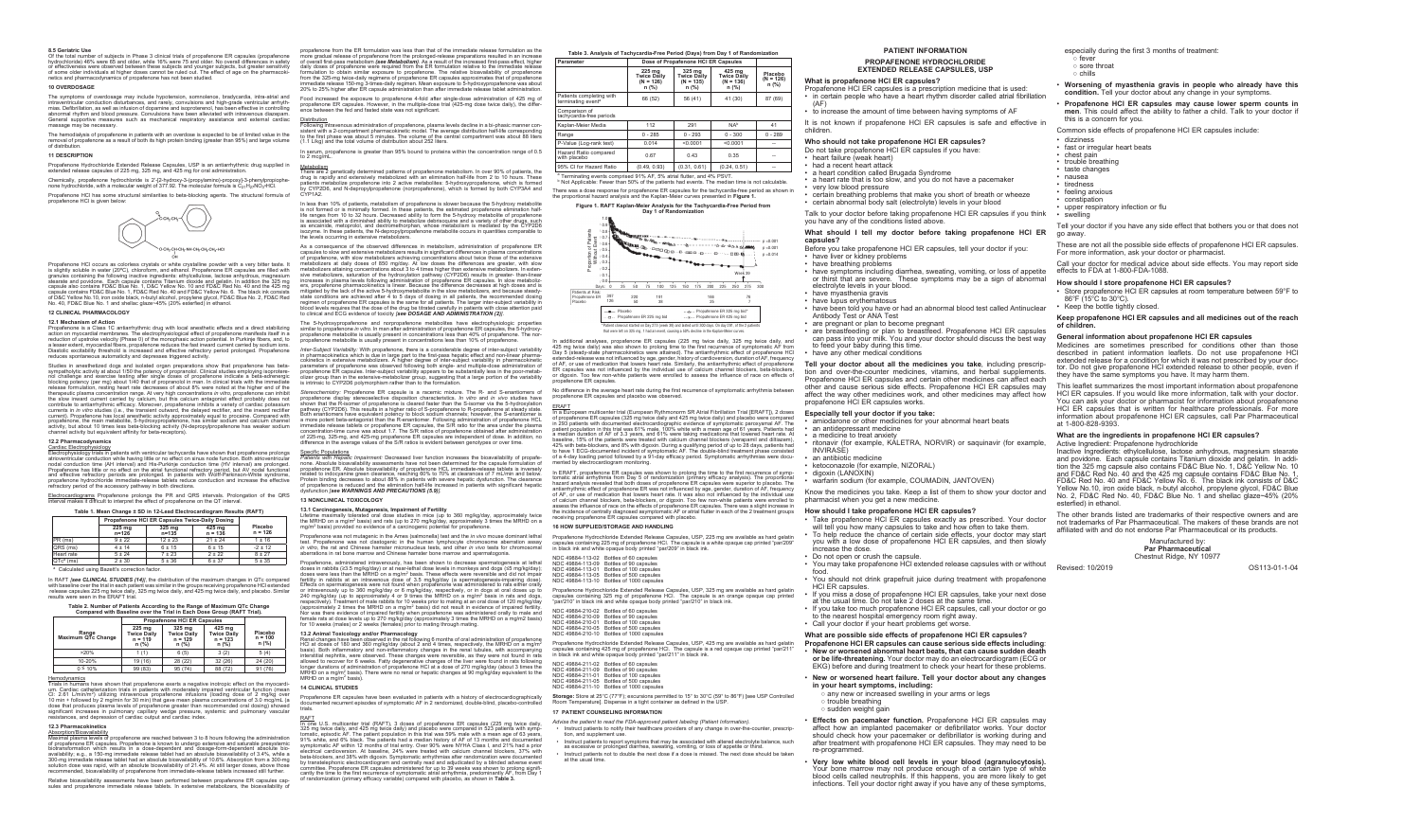### 8.5 Geriatric Use

Of the total number of subjects in Phase 3 clinical trials of propafenone ER capsules (propafenone hydrochloride) 46% were 65 and older, while 16% were 75 and older. No overall differences in safety or effectiveness were observed between these subjects and younger subjects, but greater sensitivity of some older individuals at higher doses cannot be ruled out. The effect of age on the pharmacokinetics and pharmacodynamics of propafenone has not been studied.

## 10 OVERDOSAGE

The symptoms of overdosage may include hypotension, somnolence, bradycardia, intra-atrial and intraventricular conduction disturbances, and rarely, convulsions and high-grade ventricular arrhythmias. Defibrillation, as well as infusion of dopamine and isoproterenol, has been effective in controlling abnormal rhythm and blood pressure. Convulsions have been alleviated with intravenous diazepam. General supportive measures such as mechanical respiratory assistance and external cardiac massage may be necessary.

The hemodialysis of propafenone in patients with an overdose is expected to be of limited value in the removal of propafenone as a result of both its high protein binding (greater than 95%) and large volume of distribution.

## 11 DESCRIPTION

Propafenone Hydrochloride Extended Release Capsules, USP is an antiarrhythmic drug supplied in extended release capsules of 225 mg, 325 mg, and 425 mg for oral administration.

Chemically, propafenone hydrochloride is 2'-[2-hydroxy-3-(propylamino)-propoxy]-3-phenylpropiophenone hydrochloride, with a molecular weight of 377.92. The molecular formula is $C_{21}H_{27}NO_3 \cdot HCl$.

Propafenone HCl has some structural similarities to beta-blocking agents. The structural formula of propafenone HCl is given below:

Propafenone HCl occurs as colorless crystals or white crystalline powder with a very bitter taste. It is slightly soluble in water (20°C), chloroform, and ethanol. Propafenone ER capsules are filled with granules containing the following inactive ingredients: ethylcellulose, lactose anhydrous, magnesium stearate and povidone. Each capsule contains Titanium dioxide and gelatin. In addition the 325 mg capsule also contains FD&C Blue No. 1, D&C Yellow No. 10 and FD&C Red No. 40 and the 425 mg capsule contains FD&C Blue No. 1, FD&C Red No. 40 and FD&C Yellow No. 6. The black ink consists of D&C Yellow No. 10, iron oxide black, n-butyl alcohol, propylene glycol, FD&C Blue No. 2, FD&C Red No. 40, FD&C Blue No. 1 and shellac glaze~45% (20% esterified) in ethanol.

## 12 CLINICAL PHARMACOLOGY

### 12.1 Mechanism of Action

Propafenone is a Class 1C antiarrhythmic drug with local anesthetic effects and a direct stabilizing action on myocardial membranes. The electrophysiological effect of propafenone manifests itself in a reduction of upstroke velocity (Phase 0) of the monophasic action potential. In Purkinje fibers, and, to a lesser extent, myocardial fibers, propafenone reduces the fast inward current carried by sodium ions. Diastolic excitability threshold is increased and effective refractory period prolonged. Propafenone reduces spontaneous automaticity and depresses triggered activity.

Studies in anesthetized dogs and isolated organ preparations show that propafenone has beta-sympatholytic activity at about 1/50 the potency of propranolol. Clinical studies employing isoproterenol challenge and exercise testing after single doses of propafenone indicate a beta-adrenergic blocking potency (per mg) about 1/40 that of propranolol in man. In clinical trials with the immediate release formulation, resting heart rate decreases of about 8% were noted at the higher end of the therapeutic plasma concentration range. At very high concentrations in vitro, propafenone can inhibit the slow inward current carried by calcium, but this calcium antagonist effect probably does not contribute to antiarrhythmic efficacy. Moreover, propafenone inhibits a variety of cardiac potassium currents in in vitro studies (i.e., the transient outward, the delayed rectifier, and the inward rectifier current). Propafenone has local anesthetic activity approximately equal to procaine. Compared with propafenone, the main metabolite, 5-hydroxypropafenone, has similar sodium and calcium channel activity, but about 10 times less beta-blocking activity (N-depropylpropafenone has weaker sodium channel activity but equivalent affinity for beta-receptors).

### 12.2 Pharmacodynamics

Cardiac Electrophysiology

Electrophysiology trials in patients with ventricular tachycardia have shown that propafenone prolongs atrioventricular conduction while having little or no effect on sinus node function. Both atrioventricular nodal conduction time (AH interval) and His-Purkinje conduction time (HV interval) are prolonged. Propafenone has little or no effect on the atrial functional refractory period, but AV nodal functional and effective refractory periods are prolonged. In patients with Wolff-Parkinson-White syndrome, propafenone hydrochloride immediate-release tablets reduce conduction and increase the effective refractory period of the accessory pathway in both directions.

Electrocardiograms Propafenone prolongs the PR and QRS intervals. Prolongation of the QRS interval makes it difficult to interpret the effect of propafenone on the QT interval.

**Table 1. Mean Change ± SD in 12-Lead Electrocardiogram Results (RAFT)**

| | Propafenone HCl ER Capsules Twice-Daily Dosing | | | Placebo n = 126 |
|---|---|---|---|---|
| | 225 mg n=126 | 325 mg n=135 | 425 mg n = 136 | |
| PR (ms) | 9 ± 22 | 12 ± 23 | 21 ± 24 | 1 ± 16 |
| QRS (ms) | 4 ± 14 | 6 ± 15 | 6 ± 15 | -2 ± 12 |
| Heart rate | 5 ± 24 | 7 ± 23 | 2 ± 22 | 8 ± 27 |
| QTc* (ms) | 2 ± 30 | 5 ± 36 | 6 ± 37 | 5 ± 35 |

\* Calculated using Bazett's correction factor.

In RAFT *[see CLINICAL STUDIES (14)]*, the distribution of the maximum changes in QTc compared with baseline over the trial in each patient was similar in the groups receiving propafenone HCl extended release capsules 225 mg twice daily, 325 mg twice daily, and 425 mg twice daily, and placebo. Similar results were seen in the ERAFT trial.

**Table 2. Number of Patients According to the Range of Maximum QTc Change Compared with Baseline over the Trial in Each Dose Group (RAFT Trial).**

| Range Maximum QTc Change | Propafenone HCl ER Capsules | | | Placebo n = 100 n (%) |
|---|---|---|---|---|
| | 225 mg Twice Daily n = 119 n (%) | 325 mg Twice Daily n = 129 n (%) | 425 mg Twice Daily n = 123 n (%) | |
| >20% | 1 (1) | 6 (5) | 3 (2) | 5 (4) |
| 10-20% | 19 (16) | 28 (22) | 32 (26) | 24 (20) |
| 0 ≤ 10% | 99 (83) | 95 (74) | 88 (72) | 91 (76) |

Hemodynamics

Trials in humans have shown that propafenone exerts a negative inotropic effect on the myocardium. Cardiac catheterization trials in patients with moderately impaired ventricular function (mean CI: 2.61 L/min/$m^2$) utilizing intravenous propafenone infusions (loading dose of 2 mg/kg over 10 min + followed by 2 mg/min for 30 min) that gave mean plasma concentrations of 3.0 mcg/mL (a dose that produces plasma levels of propafenone greater than recommended oral dosing) showed significant increases in pulmonary capillary wedge pressure, systemic and pulmonary vascular resistances, and depression of cardiac output and cardiac index.

### 12.3 Pharmacokinetics

Absorption/Bioavailability

Maximal plasma levels of propafenone are reached between 3 to 8 hours following the administration of propafenone ER capsules. Propafenone is known to undergo extensive and saturable presystemic biotransformation which results in a dose-dependent and dosage-form-dependent absolute bioavailability; e.g., a 150-mg immediate release tablet had an absolute bioavailability of 3.4%, while a 300-mg immediate release tablet had an absolute bioavailability of 10.6%. Absorption from a 300-mg solution dose was rapid, with an absolute bioavailability of 21.4%. At still larger doses, above those recommended, bioavailability of propafenone from immediate-release tablets increased still further.

Relative bioavailability assessments have been performed between propafenone ER capsules and propafenone immediate release tablets. In extensive metabolizers, the bioavailability of propafenone from the ER formulation was less than that of the immediate release formulation as the more gradual release of propafenone from the prolonged-release preparations resulted in an increase of overall first-pass metabolism *[see Metabolism]*. As a result of the increased first-pass effect, higher daily doses of propafenone were required from the ER formulation relative to the immediate release formulation to obtain similar exposure to propafenone. The relative bioavailability of propafenone from the 325-mg twice-daily regimens of propafenone ER capsules approximates that of propafenone immediate release 150-mg 3-times-daily regimen. Mean exposure to 5-hydroxypropafenone was about 20% to 25% higher after ER capsule administration than after immediate release tablet administration.

Food increased the exposure to propafenone 4-fold after single-dose administration of 425 mg of propafenone ER capsules. However, in the multiple-dose trial (425-mg dose twice daily), the difference between the fed and fasted state was not significant.

Distribution

Following intravenous administration of propafenone, plasma levels decline in a bi-phasic manner consistent with a 2-compartment pharmacokinetic model. The average distribution half-life corresponding to the first phase was about 5 minutes. The volume of the central compartment was about 88 liters (1.1 L/kg) and the total volume of distribution about 252 liters.

In serum, propafenone is greater than 95% bound to proteins within the concentration range of 0.5 to 2 mcg/mL.

Metabolism

There are 2 genetically determined patterns of propafenone metabolism. In over 90% of patients, the drug is rapidly and extensively metabolized with an elimination half-life from 2 to 10 hours. These patients metabolize propafenone into 2 active metabolites: 5-hydroxypropafenone, which is formed by CYP2D6, and N-depropylpropafenone (norpropafenone), which is formed by both CYP3A4 and CYP1A2.

In less than 10% of patients, metabolism of propafenone is slower because the 5-hydroxy metabolite is not formed or is minimally formed. In these patients, the estimated propafenone elimination half-life ranges from 10 to 32 hours. Decreased ability to form the 5-hydroxy metabolite of propafenone is associated with a diminished ability to metabolize debrisoquine and a variety of other drugs such as encainide, metoprolol, and dextromethorphan, whose metabolism is mediated by the CYP2D6 isozyme. In these patients, the N-depropylpropafenone metabolite occurs in quantities comparable to the levels occurring in extensive metabolizers.

As a consequence of the observed differences in metabolism, administration of propafenone ER capsules to slow and extensive metabolizers results in significant differences in plasma concentrations of propafenone, with slow metabolizers achieving concentrations about twice those of the extensive metabolizers at daily doses of 850 mg/day. At low doses the differences are greater, with slow metabolizers attaining concentrations about 3 to 4 times higher than extensive metabolizers. In extensive metabolizers, saturation of the hydroxylation pathway (CYP2D6) results in greater- than-linear increases in plasma levels following administration of propafenone ER capsules. In slow metabolizers, propafenone pharmacokinetics is linear. Because the difference decreases at high doses and is mitigated by the lack of the active 5-hydroxymetabolite in the slow metabolizers, and because steady-state conditions are achieved after 4 to 5 days of dosing in all patients, the recommended dosing regimen of propafenone ER capsules is the same for all patients. The larger inter-subject variability in blood levels require that the dose of the drug be titrated carefully in patients with close attention paid to clinical and ECG evidence of toxicity *[see DOSAGE AND ADMINISTRATION (2)]*.

The 5-hydroxypropafenone and norpropafenone metabolites have electrophysiologic properties similar to propafenone in vitro. In man after administration of propafenone ER capsules, the 5-hydroxypropafenone metabolite is usually present in concentrations less than 40% of propafenone. The norpropafenone metabolite is usually present in concentrations less than 10% of propafenone.

*Inter-Subject Variability:* With propafenone, there is a considerable degree of inter-subject variability in pharmacokinetics which is due in large part to the first-pass hepatic effect and non-linear pharmacokinetics in extensive metabolizers. A higher degree of inter-subject variability in pharmacokinetic parameters of propafenone was observed following both single- and multiple-dose administration of propafenone ER capsules. Inter-subject variability appears to be substantially less in the poor-metabolizer group than in the extensive-metabolizer group, suggesting that a large portion of the variability is intrinsic to CYP2D6 polymorphism rather than to the formulation.

*Stereochemistry:* Propafenone ER capsule is a racemic mixture. The R- and S-enantiomers of propafenone display stereoselective disposition characteristics. In vitro and in vivo studies have shown that the R-isomer of propafenone is cleared faster than the S-isomer via the 5-hydroxylation pathway (CYP2D6). This results in a higher ratio of S-propafenone to R-propafenone at steady state. Both enantiomers have equivalent potency to block sodium channels; however, the S-enantiomer is a more potent beta-antagonist than the R-enantiomer. Following administration of propafenone HCl immediate release tablets or propafenone ER capsules, the S/R ratio for the area under the plasma concentration-time curve was about 1.7. The S/R ratios of propafenone obtained after administration of 225 mg, 325 mg, and 425 mg propafenone ER capsules were independent of dose. In addition, no difference in the average values of the S/R ratios is evident between genotypes or over time.

Specific Populations

Patients with Hepatic Impairment: Decreased liver function increases the bioavailability of propafenone. Absolute bioavailability assessments have not been determined for the capsule formulation of propafenone ER. Absolute bioavailability of propafenone HCl, immediate-release tablets is inversely related to indocyanine green clearance, reaching 60% to 70% at clearances of 7 mL/min and below. Protein binding decreases to about 88% in patients with severe hepatic dysfunction. The clearance of propafenone is reduced and the elimination half-life increased in patients with significant hepatic dysfunction *[see WARNINGS AND PRECAUTIONS (5.9)]*.

## 13 NONCLINICAL TOXICOLOGY

### 13.1 Carcinogenesis, Mutagenesis, Impairment of Fertility

Lifetime maximally tolerated oral dose studies in mice (up to 360 mg/kg/day, approximately twice the MRHD on a mg/$m^2$ basis) and rats (up to 270 mg/kg/day, approximately 3 times the MRHD on a mg/$m^2$ basis) provided no evidence of a carcinogenic potential for propafenone.

Propafenone was not mutagenic in the Ames (salmonella) test and in the in vivo mouse dominant lethal test. Propafenone was not clastogenic in the human lymphocyte chromosome aberration assay in vitro, the rat and Chinese hamster micronucleus tests, and other in vivo tests for chromosomal aberrations in rat bone marrow and Chinese hamster bone marrow and spermatogonia.

Propafenone, administered intravenously, has been shown to decrease spermatogenesis at lethal doses in rabbits (3.5 mg/kg/day) or at near-lethal dose levels in monkeys and dogs (35 mg/kg/day); doses were less than the MRHD on a mg/$m^2$ basis. These effects were reversible and did not impair fertility in rabbits at an intravenous dose of 3.5 mg/kg/day (a spermatogenesis-impairing dose). Effects on spermatogenesis were not found when propafenone was administered to rats either orally or intravenously up to 360 mg/kg/day or 6 mg/kg/day, respectively, or in dogs at oral doses up to 240 mg/kg/day (up to approximately 4 or 9 times the MRHD on a mg/$m^2$ basis in rats and dogs, respectively). Treatment of male rabbits for 10 weeks prior to mating at an oral dose of 120 mg/kg/day (approximately 2 times the MRHD on a mg/$m^2$ basis) did not result in evidence of impaired fertility. Nor was there evidence of impaired fertility when propafenone was administered orally to male and female rats at dose levels up to 270 mg/kg/day (approximately 3 times the MRHD on a mg/m2 basis) for 10 weeks (males) or 2 weeks (females) prior to mating through mating.

### 13.2 Animal Toxicology and/or Pharmacology

Renal changes have been observed in the rat following 6 months of oral administration of propafenone HCl at doses of 180 and 360 mg/kg/day (about 2 and 4 times, respectively, the MRHD on a mg/$m^2$ basis). Both inflammatory and non-inflammatory changes in the renal tubules, with accompanying interstitial nephritis, were observed. These changes were reversible, as they were not found in rats allowed to recover for 6 weeks. Fatty degenerative changes of the liver were found in rats following longer durations of administration of propafenone HCl at a dose of 270 mg/kg/day (about 3 times the MRHD on a mg/$m^2$ basis). There were no renal or hepatic changes at 90 mg/kg/day equivalent to the MRHD on a mg/$m^2$ basis).

## 14 CLINICAL STUDIES

Propafenone ER capsules have been evaluated in patients with a history of electrocardiographically documented recurrent episodes of symptomatic AF in 2 randomized, double-blind, placebo-controlled trials.

RAFT

In one U.S. multicenter trial (RAFT), 3 doses of propafenone ER capsules (225 mg twice daily, 325 mg twice daily, and 425 mg twice daily) and placebo were compared in 523 patients with symptomatic, episodic AF. The patient population in this trial was 59% male with a mean age of 63 years, 91% white, and 6% black. The patients had a median history of AF of 13 months and documented symptomatic AF within 12 months of trial entry. Over 90% were NYHA Class I, and 21% had a prior electrical cardioversion. At baseline, 24% were treated with calcium channel blockers, 37% with beta-blockers, and 38% with digoxin. Symptomatic arrhythmias after randomization were documented by transtelephonic electrocardiogram and centrally read and adjudicated by a blinded adverse event committee. Propafenone ER capsules was administered for up to 39 weeks was shown to prolong significantly the time to the first recurrence of symptomatic atrial arrhythmia, predominantly AF, from Day 1 of randomization (primary efficacy variable) compared with placebo, as shown in **Table 3**.

**Table 3. Analysis of Tachycardia-Free Period (Days) from Day 1 of Randomization**

| Parameter | Dose of Propafenone HCl ER Capsules | | | Placebo (N = 126) n (%) |
|---|---|---|---|---|
| | 225 mg Twice Daily (N = 126) n (%) | 325 mg Twice Daily (N = 135) n (%) | 425 mg Twice Daily (N = 136) n (%) | |
| Patients completing with terminating event[a] | 66 (52) | 56 (41) | 41 (30) | 87 (69) |
| Comparison of tachycardia-free periods | | | | |
| Kaplan-Meier Media | 112 | 291 | NA[b] | 41 |
| Range | 0 - 285 | 0 - 293 | 0 - 300 | 0 - 289 |
| P-Value (Log-rank test) | 0.014 | <0.0001 | <0.0001 | -- |
| Hazard Ratio compared with placebo | 0.67 | 0.43 | 0.35 | -- |
| 95% CI for Hazard Ratio | (0.49, 0.93) | (0.31, 0.61) | (0.24, 0.51) | -- |

[a] Terminating events comprised 91% AF, 5% atrial flutter, and 4% PSVT.

[b] Not Applicable: Fewer than 50% of the patients had events. The median time is not calculable.

There was a dose response for propafenone ER capsules for the tachycardia-free period as shown in the proportional hazard analysis and the Kaplan-Meier curves presented in **Figure 1**.

**Figure 1. RAFT Kaplan-Meier Analysis for the Tachycardia-Free Period from Day 1 of Randomization**

Proportion of Patients Free of Event

p =0.0001

p =0.0001

p =0.014

Week 39

Days

Placebo

Propafenone ER 225 mg Bid

Propafenone ER 325 mg Bid

Propafenone ER 425 mg Bid

In additional analyses, propafenone ER capsules (225 mg twice daily, 325 mg twice daily, and 425 mg twice daily) was also shown to prolong time to the first recurrence of symptomatic AF from Day 5 (steady-state pharmacokinetics were attained). The antiarrhythmic effect of propafenone HCl extended-release was not influenced by age, gender, history of cardioversion, duration of AF, frequency of AF, or use of medication that lowers heart rate. Similarly, the antiarrhythmic effect of propafenone ER capsules was not influenced by the individual use of calcium channel blockers, beta-blockers, or digoxin. Too few non-white patients were enrolled to assess the influence of race on effects of propafenone ER capsules.

No difference in the average heart rate during the first recurrence of symptomatic arrhythmia between propafenone ER capsules and placebo was observed.

ERAFT

In a European multicenter trial (European Rythmonorm SR Atrial Fibrillation Trial [ERAFT]), 2 doses of propafenone ER capsules (325 mg twice daily and 425 mg twice daily) and placebo were compared in 293 patients with documented electrocardiographic evidence of symptomatic paroxysmal AF. The patient population in this trial was 61% male, 100% white with a mean age of 61 years. Patients had a median duration of AF of 3.3 years, and 61% were taking medications that lowered heart rate. At baseline, 15% of the patients were treated with calcium channel blockers (verapamil and diltiazem), 42% with beta-blockers, and 8% with digoxin. During a qualifying period of up to 28 days, patients had to have 1 ECG-documented incident of symptomatic AF. The double-blind treatment phase consisted of a 4-day loading period followed by a 91-day efficacy period. Symptomatic arrhythmias were documented by electrocardiogram monitoring.

In ERAFT, propafenone ER capsules was shown to prolong the time to the first recurrence of symptomatic atrial arrhythmia from Day 5 of randomization (primary efficacy analysis). The proportional hazard analysis revealed that both doses of propafenone ER capsules were superior to placebo. The antiarrhythmic effect of propafenone ER was not influenced by age, gender, duration of AF, frequency of AF, or use of medication that lowers heart rate. It was also not influenced by the individual use of calcium channel blockers or beta-blockers, or digoxin. Too few non-white patients were enrolled to assess the influence of race on the effects of propafenone ER capsules. There was a slight increase in the incidence of centrally diagnosed asymptomatic AF or atrial flutter in each of the 2 treatment groups receiving propafenone ER capsules compared with placebo.

## 16 HOW SUPPLIED/STORAGE AND HANDLING

Propafenone Hydrochloride Extended Release Capsules, USP, 225 mg are available as hard gelatin capsules containing 225 mg of propafenone HCl. The capsule is a white opaque cap printed "par209" in black ink and white opaque body printed "par209" in black ink.

NDC 49884-113-02 Bottles of 60 capsules
NDC 49884-113-09 Bottles of 90 capsules
NDC 49884-113-01 Bottles of 100 capsules
NDC 49884-113-05 Bottles of 500 capsules
NDC 49884-113-10 Bottles of 1000 capsules

Propafenone Hydrochloride Extended Release Capsules, USP, 325 mg are available as hard gelatin capsules containing 325 mg of propafenone HCl. The capsule is an orange opaque cap printed "par210" in black ink and white opaque body printed "par210" in black ink.

NDC 49884-210-02 Bottles of 60 capsules
NDC 49884-210-09 Bottles of 90 capsules
NDC 49884-210-01 Bottles of 100 capsules
NDC 49884-210-05 Bottles of 500 capsules
NDC 49884-210-10 Bottles of 1000 capsules

Propafenone Hydrochloride Extended Release Capsules, USP, 425 mg are available as hard gelatin capsules containing 425 mg of propafenone HCl. The capsule is a red opaque cap printed "par211" in black ink and white opaque body printed "par211" in black ink.

NDC 49884-211-02 Bottles of 60 capsules
NDC 49884-211-09 Bottles of 90 capsules
NDC 49884-211-01 Bottles of 100 capsules
NDC 49884-211-05 Bottles of 500 capsules
NDC 49884-211-10 Bottles of 1000 capsules

**Storage:** Store at 25°C (77°F); excursions permitted to 15° to 30°C (59° to 86°F) [see USP Controlled Room Temperature]. Dispense in a tight container as defined in the USP.

## 17 PATIENT COUNSELING INFORMATION

*Advise the patient to read the FDA-approved patient labeling (Patient Information).*

- Instruct patients to notify their healthcare providers of any change in over-the-counter, prescription, and supplement use.
- Instruct patients to report symptoms that may be associated with altered electrolyte balance, such as excessive or prolonged diarrhea, sweating, vomiting, or loss of appetite or thirst.
- Instruct patients not to double the next dose if a dose is missed. The next dose should be taken at the usual time.

# PATIENT INFORMATION

## PROPAFENONE HYDROCHLORIDE EXTENDED RELEASE CAPSULES, USP

### What is propafenone HCl ER capsules?

Propafenone HCl ER capsules is a prescription medicine that is used:

- in certain people who have a heart rhythm disorder called atrial fibrillation (AF)
- to increase the amount of time between having symptoms of AF

It is not known if propafenone HCl ER capsules is safe and effective in children.

### Who should not take propafenone HCl ER capsules?

Do not take propafenone HCl ER capsules if you have:

- heart failure (weak heart)
- had a recent heart attack
- a heart condition called Brugada Syndrome
- a heart rate that is too slow, and you do not have a pacemaker
- very low blood pressure
- certain breathing problems that make you short of breath or wheeze
- certain abnormal body salt (electrolyte) levels in your blood

Talk to your doctor before taking propafenone HCl ER capsules if you think you have any of the conditions listed above.

### What should I tell my doctor before taking propafenone HCl ER capsules?

Before you take propafenone HCl ER capsules, tell your doctor if you:

- have liver or kidney problems
- have breathing problems
- have symptoms including diarrhea, sweating, vomiting, or loss of appetite or thirst that are severe. These symptoms may be a sign of abnormal electrolyte levels in your blood.
- have myasthenia gravis
- have lupus erythematosus
- have been told you have or had an abnormal blood test called Antinuclear Antibody Test or ANA Test
- are pregnant or plan to become pregnant
- are breastfeeding or plan to breastfeed. Propafenone HCl ER capsules can pass into your milk. You and your doctor should discuss the best way to feed your baby during this time.
- have any other medical conditions

**Tell your doctor about all the medicines you take**, including prescription and over-the-counter medicines, vitamins, and herbal supplements. Propafenone HCl ER capsules and certain other medicines can affect each other and cause serious side effects. Propafenone HCl ER capsules may affect the way other medicines work, and other medicines may affect how propafenone HCl ER capsules works.

### Especially tell your doctor if you take:

- amiodarone or other medicines for your abnormal heart beats
- an antidepressant medicine
- a medicine to treat anxiety
- ritonavir (for example, KALETRA, NORVIR) or saquinavir (for example, INVIRASE)
- an antibiotic medicine
- ketoconazole (for example, NIZORAL)
- digoxin (LANOXIN)
- warfarin sodium (for example, COUMADIN, JANTOVEN)

Know the medicines you take. Keep a list of them to show your doctor and pharmacist when you get a new medicine.

### How should I take propafenone HCl ER capsules?

- Take propafenone HCl ER capsules exactly as prescribed. Your doctor will tell you how many capsules to take and how often to take them.
- To help reduce the chance of certain side effects, your doctor may start you with a low dose of propafenone HCl ER capsules, and then slowly increase the dose.
- Do not open or crush the capsule.
- You may take propafenone HCl extended release capsules with or without food.
- You should not drink grapefruit juice during treatment with propafenone HCl ER capsules.
- If you miss a dose of propafenone HCl ER capsules, take your next dose at the usual time. Do not take 2 doses at the same time.
- If you take too much propafenone HCl ER capsules, call your doctor or go to the nearest hospital emergency room right away.
- Call your doctor if your heart problems get worse.

### What are possible side effects of propafenone HCl ER capsules?

**Propafenone HCl ER capsules can cause serious side effects including:**

- **New or worsened abnormal heart beats, that can cause sudden death or be life-threatening.** Your doctor may do an electrocardiogram (ECG or EKG) before and during treatment to check your heart for these problems.
- **New or worsened heart failure. Tell your doctor about any changes in your heart symptoms, including:**
  - any new or increased swelling in your arms or legs
  - trouble breathing
  - sudden weight gain
- **Effects on pacemaker function.** Propafenone HCl ER capsules may affect how an implanted pacemaker or defibrillator works. Your doctor should check how your pacemaker or defibrillator is working during and after treatment with propafenone HCl ER capsules. They may need to be re-programmed.
- **Very low white blood cell levels in your blood (agranulocytosis).** Your bone marrow may not produce enough of a certain type of white blood cells called neutrophils. If this happens, you are more likely to get infections. Tell your doctor right away if you have any of these symptoms, especially during the first 3 months of treatment:
  - fever
  - sore throat
  - chills
- **Worsening of myasthenia gravis in people who already have this condition.** Tell your doctor about any change in your symptoms.
- **Propafenone HCl ER capsules may cause lower sperm counts in men.** This could affect the ability to father a child. Talk to your doctor if this is a concern for you.

Common side effects of propafenone HCl ER capsules include:

- dizziness
- fast or irregular heart beats
- chest pain
- trouble breathing
- taste changes
- nausea
- tiredness
- feeling anxious
- constipation
- upper respiratory infection or flu
- swelling

Tell your doctor if you have any side effect that bothers you or that does not go away.

These are not all the possible side effects of propafenone HCl ER capsules. For more information, ask your doctor or pharmacist.

Call your doctor for medical advice about side effects. You may report side effects to FDA at 1-800-FDA-1088.

### How should I store propafenone HCl ER capsules?

- Store propafenone HCl ER capsules at room temperature between 59°F to 86°F (15°C to 30°C).
- Keep the bottle tightly closed.

**Keep propafenone HCl ER capsules and all medicines out of the reach of children.**

### General information about propafenone HCl ER capsules

Medicines are sometimes prescribed for conditions other than those described in patient information leaflets. Do not use propafenone HCl extended release for a condition for which it was not prescribed by your doctor. Do not give propafenone HCl extended release to other people, even if they have the same symptoms you have. It may harm them.

This leaflet summarizes the most important information about propafenone HCl ER capsules. If you would like more information, talk with your doctor. You can ask your doctor or pharmacist for information about propafenone HCl ER capsules that is written for healthcare professionals. For more information about propafenone HCl ER capsules, call Par Pharmaceutical at 1-800-828-9393.

### What are the ingredients in propafenone HCl ER capsules?

Active Ingredient: Propafenone hydrochloride

Inactive Ingredients: ethylcellulose, lactose anhydrous, magnesium stearate and povidone. Each capsule contains Titanium dioxide and gelatin. In addition the 325 mg capsule also contains FD&C Blue No. 1, D&C Yellow No. 10 and FD&C Red No. 40 and the 425 mg capsule contains FD&C Blue No. 1, FD&C Red No. 40 and FD&C Yellow No. 6. The black ink consists of D&C Yellow No.10, iron oxide black, n-butyl alcohol, propylene glycol, FD&C Blue No. 2, FD&C Red No. 40, FD&C Blue No. 1 and shellac glaze~45% (20% esterified) in ethanol.

The other brands listed are trademarks of their respective owners and are not trademarks of Par Pharmaceutical. The makers of these brands are not affiliated with and do not endorse Par Pharmaceutical or its products.

Manufactured by:
**Par Pharmaceutical**
Chestnut Ridge, NY 10977

Revised: 10/2019

OS113-01-1-04